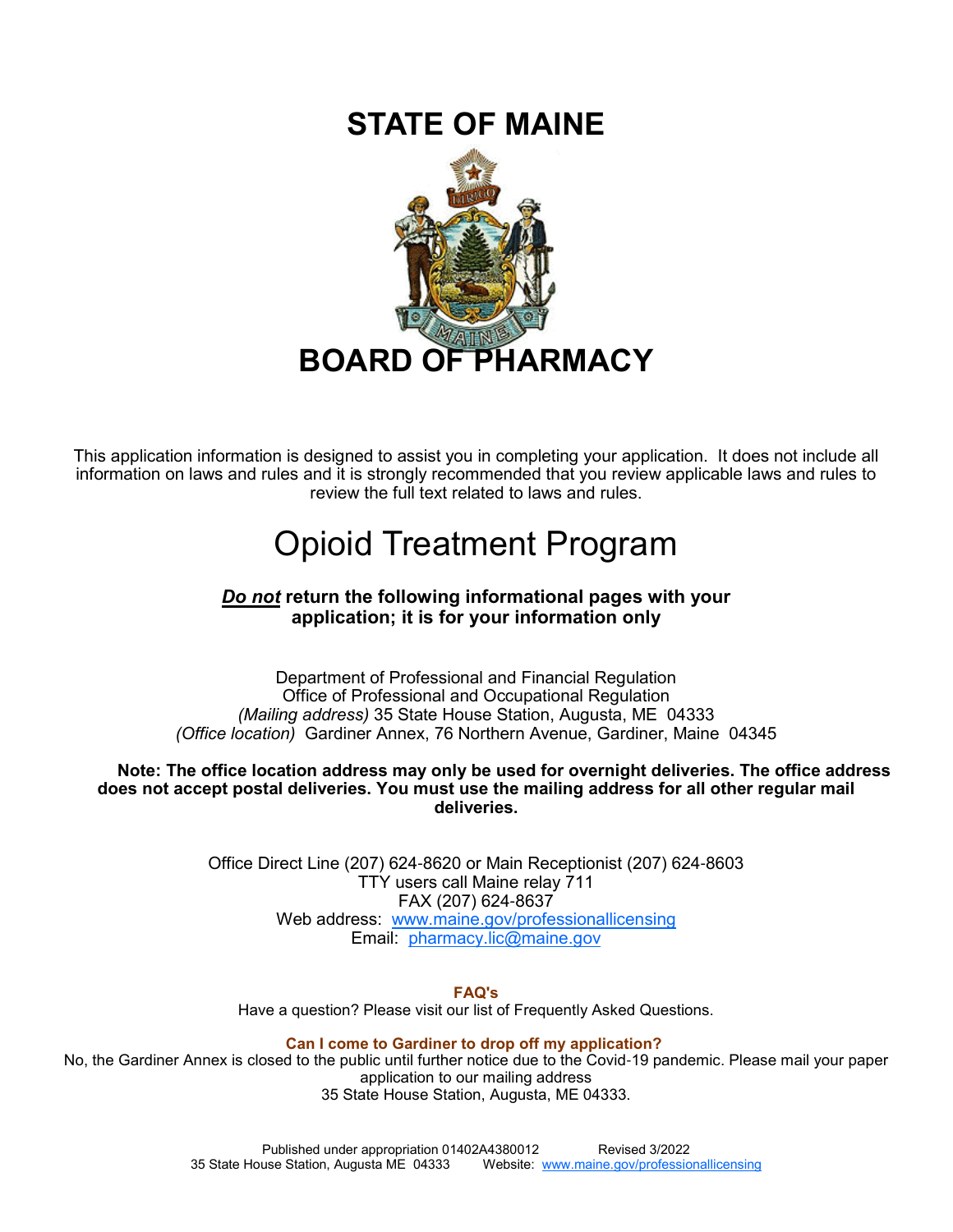# STATE OF MAINE

# BOARD OF PHARMACY

This application information is designed to assist you in completing your application. It does not include all information on laws and rules and it is strongly recommended that you review applicable laws and rules to review the full text related to laws and rules.

# Opioid Treatment Program

***Do not*** **return the following informational pages with your application; it is for your information only**

Department of Professional and Financial Regulation
Office of Professional and Occupational Regulation
*(Mailing address)* 35 State House Station, Augusta, ME 04333
*(Office location)* Gardiner Annex, 76 Northern Avenue, Gardiner, Maine 04345

**Note: The office location address may only be used for overnight deliveries. The office address does not accept postal deliveries. You must use the mailing address for all other regular mail deliveries.**

Office Direct Line (207) 624-8620 or Main Receptionist (207) 624-8603
TTY users call Maine relay 711
FAX (207) 624-8637
Web address: www.maine.gov/professionallicensing
Email: pharmacy.lic@maine.gov

**FAQ's**

Have a question? Please visit our list of Frequently Asked Questions.

**Can I come to Gardiner to drop off my application?**

No, the Gardiner Annex is closed to the public until further notice due to the Covid-19 pandemic. Please mail your paper application to our mailing address
35 State House Station, Augusta, ME 04333.

Published under appropriation 01402A4380012 Revised 3/2022
35 State House Station, Augusta ME 04333 Website: www.maine.gov/professionallicensing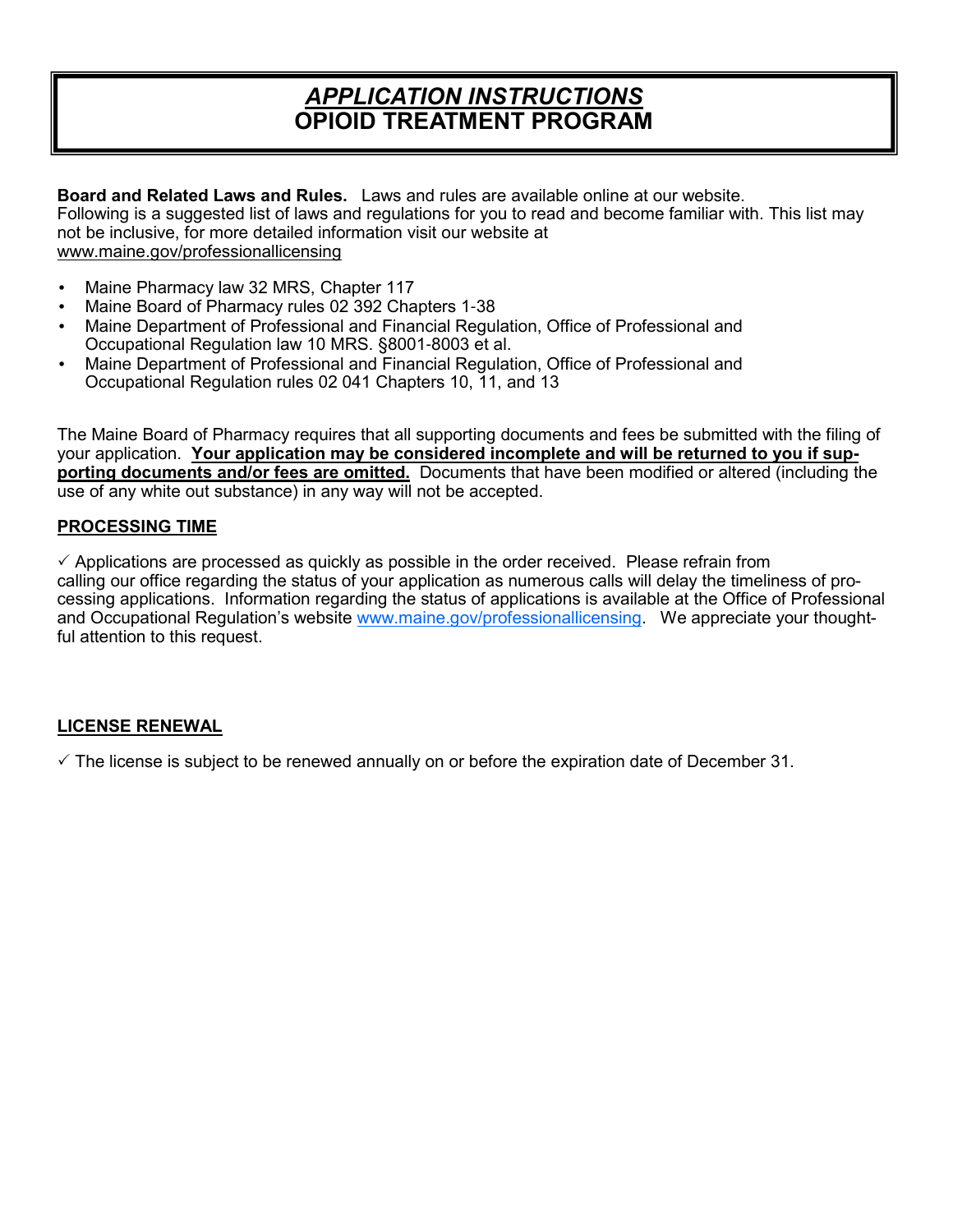# *APPLICATION INSTRUCTIONS*
# OPIOID TREATMENT PROGRAM

**Board and Related Laws and Rules.** Laws and rules are available online at our website. Following is a suggested list of laws and regulations for you to read and become familiar with. This list may not be inclusive, for more detailed information visit our website at www.maine.gov/professionallicensing

- Maine Pharmacy law 32 MRS, Chapter 117
- Maine Board of Pharmacy rules 02 392 Chapters 1-38
- Maine Department of Professional and Financial Regulation, Office of Professional and Occupational Regulation law 10 MRS. §8001-8003 et al.
- Maine Department of Professional and Financial Regulation, Office of Professional and Occupational Regulation rules 02 041 Chapters 10, 11, and 13

The Maine Board of Pharmacy requires that all supporting documents and fees be submitted with the filing of your application. **Your application may be considered incomplete and will be returned to you if supporting documents and/or fees are omitted.** Documents that have been modified or altered (including the use of any white out substance) in any way will not be accepted.

## PROCESSING TIME

✓ Applications are processed as quickly as possible in the order received. Please refrain from calling our office regarding the status of your application as numerous calls will delay the timeliness of processing applications. Information regarding the status of applications is available at the Office of Professional and Occupational Regulation's website www.maine.gov/professionallicensing. We appreciate your thoughtful attention to this request.

## LICENSE RENEWAL

✓ The license is subject to be renewed annually on or before the expiration date of December 31.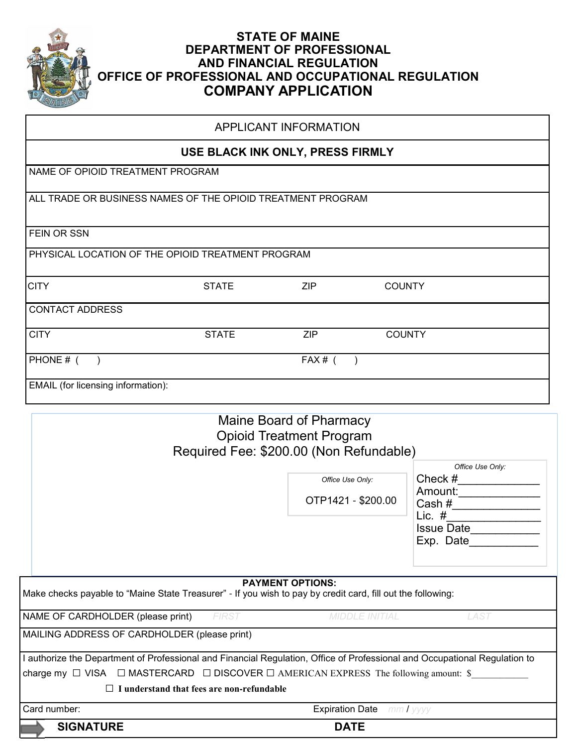# STATE OF MAINE
# DEPARTMENT OF PROFESSIONAL AND FINANCIAL REGULATION
# OFFICE OF PROFESSIONAL AND OCCUPATIONAL REGULATION
# COMPANY APPLICATION

| APPLICANT INFORMATION | | | |
|---|---|---|---|
| **USE BLACK INK ONLY, PRESS FIRMLY** | | | |
| NAME OF OPIOID TREATMENT PROGRAM | | | |
| ALL TRADE OR BUSINESS NAMES OF THE OPIOID TREATMENT PROGRAM | | | |
| FEIN OR SSN | | | |
| PHYSICAL LOCATION OF THE OPIOID TREATMENT PROGRAM | | | |
| CITY | STATE | ZIP | COUNTY |
| CONTACT ADDRESS | | | |
| CITY | STATE | ZIP | COUNTY |
| PHONE # ( ) | | FAX # ( ) | |
| EMAIL (for licensing information): | | | |

## Maine Board of Pharmacy
## Opioid Treatment Program
## Required Fee: $200.00 (Non Refundable)

*Office Use Only:*

OTP1421 - $200.00

*Office Use Only:*

Check #_____________
Amount:_____________
Cash #______________
Lic. #_______________
Issue Date___________
Exp. Date___________

**PAYMENT OPTIONS:**

Make checks payable to "Maine State Treasurer" - If you wish to pay by credit card, fill out the following:

NAME OF CARDHOLDER (please print) FIRST MIDDLE INITIAL LAST

MAILING ADDRESS OF CARDHOLDER (please print)

I authorize the Department of Professional and Financial Regulation, Office of Professional and Occupational Regulation to charge my ☐ VISA ☐ MASTERCARD ☐ DISCOVER ☐ AMERICAN EXPRESS The following amount: $____________

☐ **I understand that fees are non-refundable**

Card number: Expiration Date mm / yyyy

**SIGNATURE** **DATE**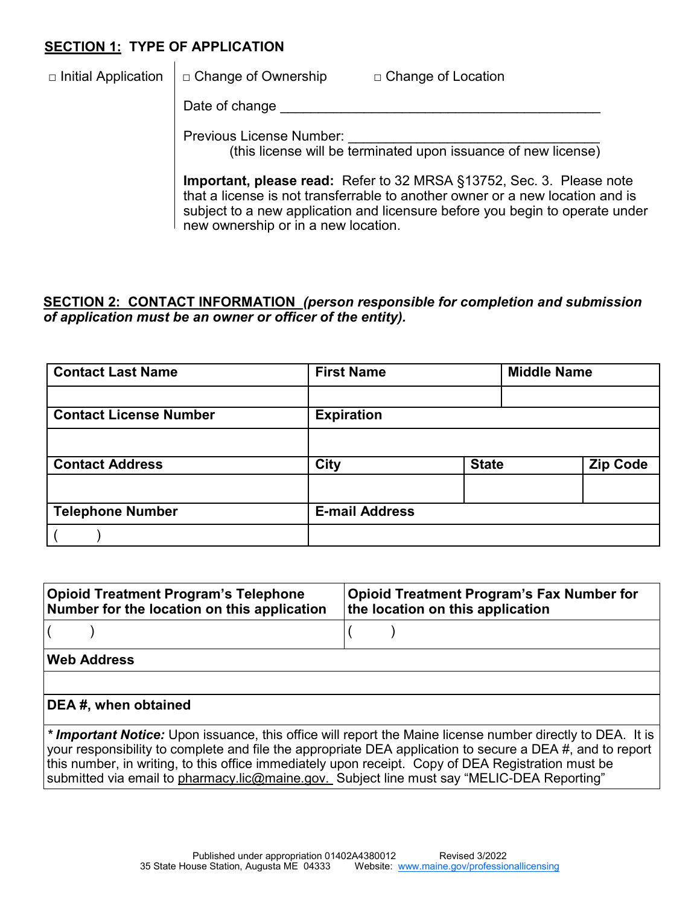## SECTION 1: TYPE OF APPLICATION

□ Initial Application

□ Change of Ownership □ Change of Location

Date of change ___________________________________________

Previous License Number: ________________________________
(this license will be terminated upon issuance of new license)

**Important, please read:** Refer to 32 MRSA §13752, Sec. 3. Please note that a license is not transferrable to another owner or a new location and is subject to a new application and licensure before you begin to operate under new ownership or in a new location.

## SECTION 2: CONTACT INFORMATION *(person responsible for completion and submission of application must be an owner or officer of the entity).*

| **Contact Last Name** | **First Name** | | **Middle Name** |
|---|---|---|---|
| | | | |
| **Contact License Number** | **Expiration** | | |
| | | | |
| **Contact Address** | **City** | **State** | **Zip Code** |
| | | | |
| **Telephone Number** | **E-mail Address** | | |
| (     ) | | | |

| **Opioid Treatment Program's Telephone Number for the location on this application** | **Opioid Treatment Program's Fax Number for the location on this application** |
|---|---|
| (     ) | (     ) |
| **Web Address** | |
| | |
| **DEA #, when obtained** | |
| ***Important Notice:*** Upon issuance, this office will report the Maine license number directly to DEA. It is your responsibility to complete and file the appropriate DEA application to secure a DEA #, and to report this number, in writing, to this office immediately upon receipt. Copy of DEA Registration must be submitted via email to pharmacy.lic@maine.gov. Subject line must say "MELIC-DEA Reporting" | |

Published under appropriation 01402A4380012 Revised 3/2022
35 State House Station, Augusta ME 04333 Website: www.maine.gov/professionallicensing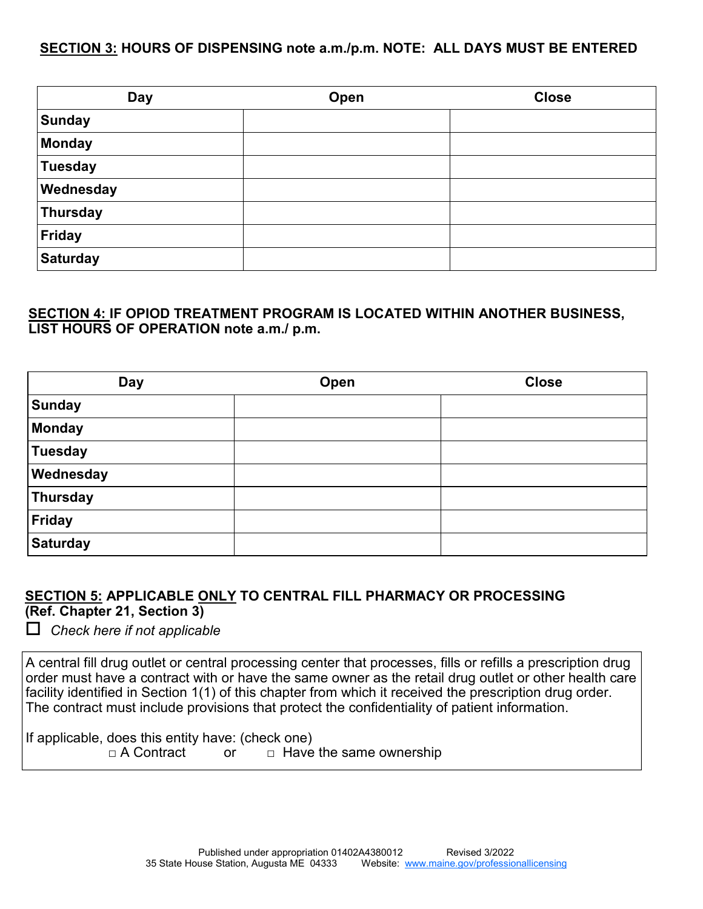**SECTION 3: HOURS OF DISPENSING note a.m./p.m. NOTE: ALL DAYS MUST BE ENTERED**

| Day | Open | Close |
|---|---|---|
| Sunday | | |
| Monday | | |
| Tuesday | | |
| Wednesday | | |
| Thursday | | |
| Friday | | |
| Saturday | | |

**SECTION 4: IF OPIOD TREATMENT PROGRAM IS LOCATED WITHIN ANOTHER BUSINESS, LIST HOURS OF OPERATION note a.m./ p.m.**

| Day | Open | Close |
|---|---|---|
| Sunday | | |
| Monday | | |
| Tuesday | | |
| Wednesday | | |
| Thursday | | |
| Friday | | |
| Saturday | | |

**SECTION 5: APPLICABLE ONLY TO CENTRAL FILL PHARMACY OR PROCESSING (Ref. Chapter 21, Section 3)**

☐ *Check here if not applicable*

A central fill drug outlet or central processing center that processes, fills or refills a prescription drug order must have a contract with or have the same owner as the retail drug outlet or other health care facility identified in Section 1(1) of this chapter from which it received the prescription drug order. The contract must include provisions that protect the confidentiality of patient information.

If applicable, does this entity have: (check one)

□ A Contract or □ Have the same ownership

Published under appropriation 01402A4380012 Revised 3/2022
35 State House Station, Augusta ME 04333 Website: www.maine.gov/professionallicensing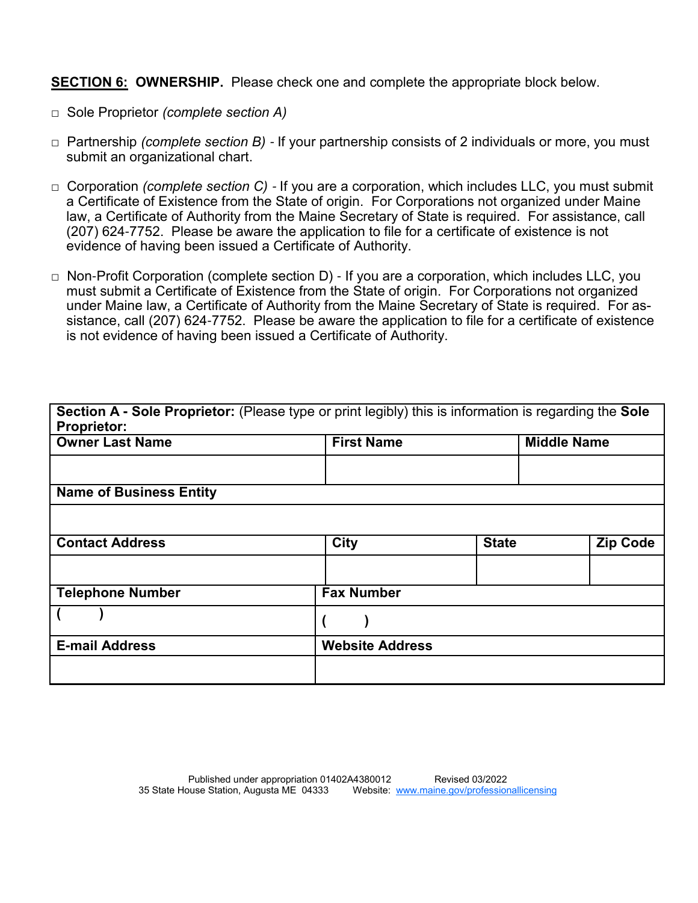**SECTION 6: OWNERSHIP.** Please check one and complete the appropriate block below.

- □ Sole Proprietor *(complete section A)*
- □ Partnership *(complete section B)* - If your partnership consists of 2 individuals or more, you must submit an organizational chart.
- □ Corporation *(complete section C)* - If you are a corporation, which includes LLC, you must submit a Certificate of Existence from the State of origin. For Corporations not organized under Maine law, a Certificate of Authority from the Maine Secretary of State is required. For assistance, call (207) 624-7752. Please be aware the application to file for a certificate of existence is not evidence of having been issued a Certificate of Authority.
- □ Non-Profit Corporation (complete section D) - If you are a corporation, which includes LLC, you must submit a Certificate of Existence from the State of origin. For Corporations not organized under Maine law, a Certificate of Authority from the Maine Secretary of State is required. For assistance, call (207) 624-7752. Please be aware the application to file for a certificate of existence is not evidence of having been issued a Certificate of Authority.

| **Section A - Sole Proprietor:** (Please type or print legibly) this is information is regarding the **Sole Proprietor:** | | | |
|---|---|---|---|
| **Owner Last Name** | **First Name** | **Middle Name** | |
| | | | |
| **Name of Business Entity** | | | |
| | | | |
| **Contact Address** | **City** | **State** | **Zip Code** |
| | | | |
| **Telephone Number** | **Fax Number** | | |
| ( ) | ( ) | | |
| **E-mail Address** | **Website Address** | | |
| | | | |

Published under appropriation 01402A4380012 Revised 03/2022
35 State House Station, Augusta ME 04333 Website: www.maine.gov/professionallicensing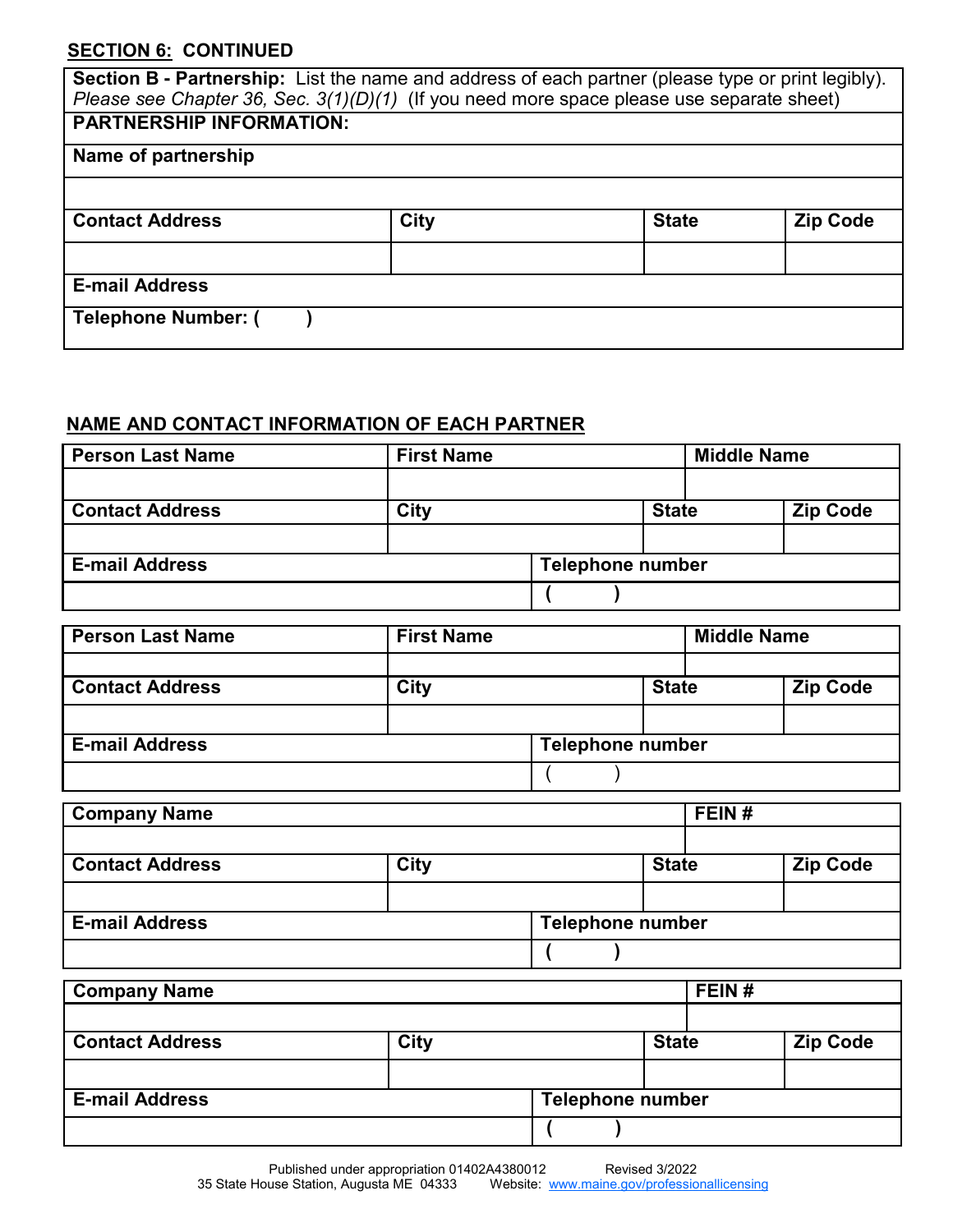**SECTION 6: CONTINUED**

| **Section B - Partnership:** List the name and address of each partner (please type or print legibly). *Please see Chapter 36, Sec. 3(1)(D)(1)* (If you need more space please use separate sheet) | | | |
|---|---|---|---|
| **PARTNERSHIP INFORMATION:** | | | |
| **Name of partnership** | | | |
| | | | |
| **Contact Address** | **City** | **State** | **Zip Code** |
| | | | |
| **E-mail Address** | | | |
| **Telephone Number: (        )** | | | |

**NAME AND CONTACT INFORMATION OF EACH PARTNER**

| **Person Last Name** | **First Name** | | **Middle Name** | |
|---|---|---|---|---|
| | | | | |
| **Contact Address** | **City** | | **State** | **Zip Code** |
| | | | | |
| **E-mail Address** | | **Telephone number** | | |
| | | **(        )** | | |

| **Person Last Name** | **First Name** | | **Middle Name** | |
|---|---|---|---|---|
| | | | | |
| **Contact Address** | **City** | | **State** | **Zip Code** |
| | | | | |
| **E-mail Address** | | **Telephone number** | | |
| | | (        ) | | |

| **Company Name** | | | **FEIN #** | |
|---|---|---|---|---|
| | | | | |
| **Contact Address** | **City** | | **State** | **Zip Code** |
| | | | | |
| **E-mail Address** | | **Telephone number** | | |
| | | **(        )** | | |

| **Company Name** | | | **FEIN #** | |
|---|---|---|---|---|
| | | | | |
| **Contact Address** | **City** | | **State** | **Zip Code** |
| | | | | |
| **E-mail Address** | | **Telephone number** | | |
| | | **(        )** | | |

Published under appropriation 01402A4380012    Revised 3/2022
35 State House Station, Augusta ME 04333    Website: www.maine.gov/professionallicensing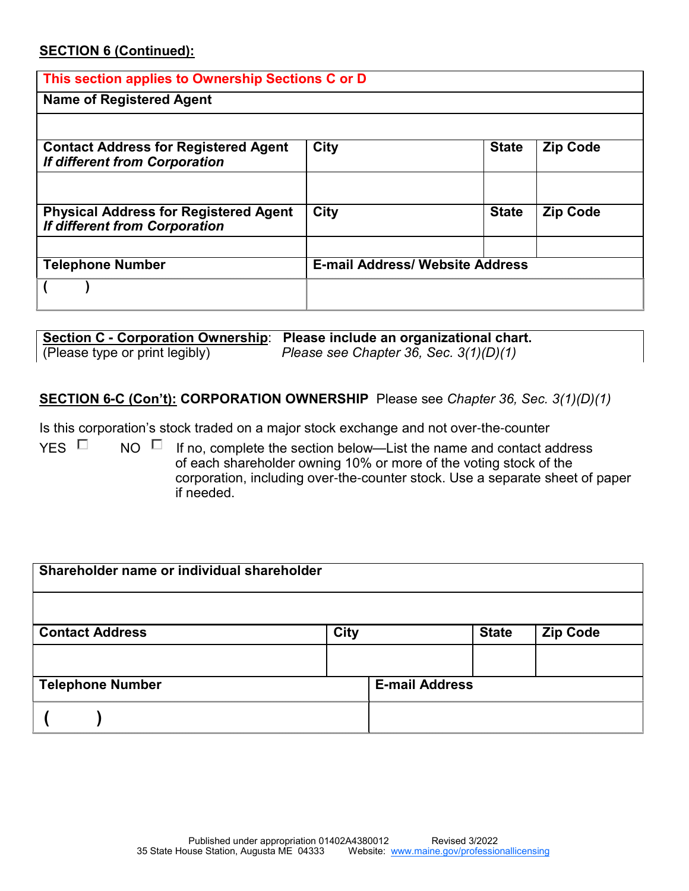**SECTION 6 (Continued):**

| This section applies to Ownership Sections C or D | | | |
|---|---|---|---|
| **Name of Registered Agent** | | | |
| | | | |
| **Contact Address for Registered Agent** ***If different from Corporation*** | **City** | **State** | **Zip Code** |
| | | | |
| **Physical Address for Registered Agent** ***If different from Corporation*** | **City** | **State** | **Zip Code** |
| | | | |
| **Telephone Number** | **E-mail Address/ Website Address** | | |
| ( ) | | | |

| **Section C - Corporation Ownership**: (Please type or print legibly) | **Please include an organizational chart.** *Please see Chapter 36, Sec. 3(1)(D)(1)* |
|---|---|

**SECTION 6-C (Con't): CORPORATION OWNERSHIP** Please see *Chapter 36, Sec. 3(1)(D)(1)*

Is this corporation's stock traded on a major stock exchange and not over-the-counter

YES ☐ NO ☐ If no, complete the section below—List the name and contact address of each shareholder owning 10% or more of the voting stock of the corporation, including over-the-counter stock. Use a separate sheet of paper if needed.

| **Shareholder name or individual shareholder** | | | |
|---|---|---|---|
| | | | |
| **Contact Address** | **City** | **State** | **Zip Code** |
| | | | |
| **Telephone Number** | **E-mail Address** | | |
| ( ) | | | |

Published under appropriation 01402A4380012 Revised 3/2022
35 State House Station, Augusta ME 04333 Website: www.maine.gov/professionallicensing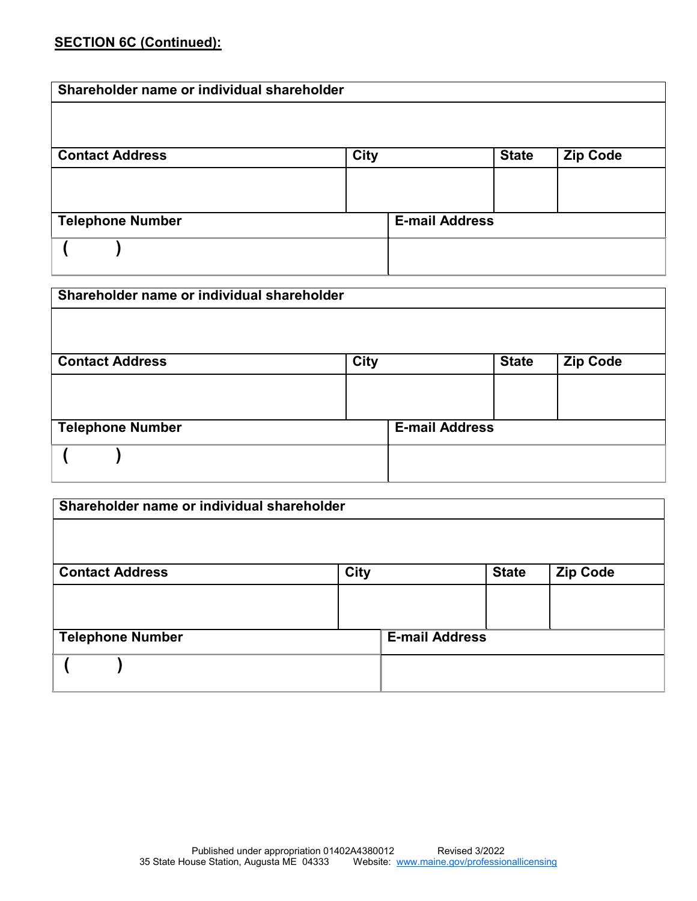**SECTION 6C (Continued):**

| Shareholder name or individual shareholder | | | |
|---|---|---|---|
| | | | |
| **Contact Address** | **City** | **State** | **Zip Code** |
| | | | |
| **Telephone Number** | **E-mail Address** | | |
| (     ) | | | |

| Shareholder name or individual shareholder | | | |
|---|---|---|---|
| | | | |
| **Contact Address** | **City** | **State** | **Zip Code** |
| | | | |
| **Telephone Number** | **E-mail Address** | | |
| (     ) | | | |

| Shareholder name or individual shareholder | | | |
|---|---|---|---|
| | | | |
| **Contact Address** | **City** | **State** | **Zip Code** |
| | | | |
| **Telephone Number** | **E-mail Address** | | |
| (     ) | | | |

Published under appropriation 01402A4380012 Revised 3/2022
35 State House Station, Augusta ME 04333 Website: www.maine.gov/professionallicensing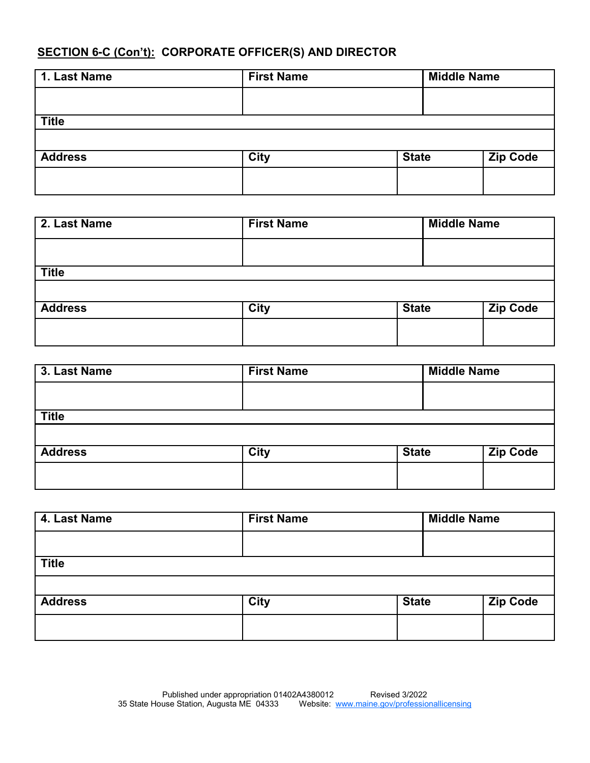## SECTION 6-C (Con't): CORPORATE OFFICER(S) AND DIRECTOR

| 1. Last Name | First Name | Middle Name | |
|---|---|---|---|
| | | | |
| **Title** | | | |
| | | | |
| **Address** | **City** | **State** | **Zip Code** |
| | | | |

| 2. Last Name | First Name | Middle Name | |
|---|---|---|---|
| | | | |
| **Title** | | | |
| | | | |
| **Address** | **City** | **State** | **Zip Code** |
| | | | |

| 3. Last Name | First Name | Middle Name | |
|---|---|---|---|
| | | | |
| **Title** | | | |
| | | | |
| **Address** | **City** | **State** | **Zip Code** |
| | | | |

| 4. Last Name | First Name | Middle Name | |
|---|---|---|---|
| | | | |
| **Title** | | | |
| | | | |
| **Address** | **City** | **State** | **Zip Code** |
| | | | |

Published under appropriation 01402A4380012 Revised 3/2022
35 State House Station, Augusta ME 04333 Website: www.maine.gov/professionallicensing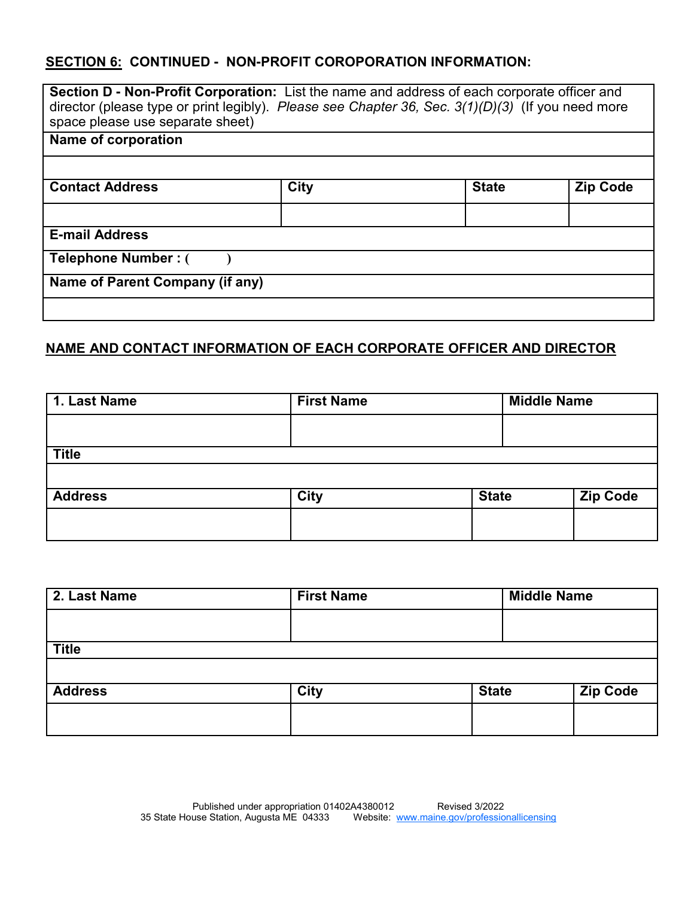## SECTION 6: CONTINUED - NON-PROFIT COROPORATION INFORMATION:

| **Section D - Non-Profit Corporation:** List the name and address of each corporate officer and director (please type or print legibly). *Please see Chapter 36, Sec. 3(1)(D)(3)* (If you need more space please use separate sheet) | | | |
|---|---|---|---|
| **Name of corporation** | | | |
| | | | |
| **Contact Address** | **City** | **State** | **Zip Code** |
| | | | |
| **E-mail Address** | | | |
| **Telephone Number : (        )** | | | |
| **Name of Parent Company (if any)** | | | |
| | | | |

## NAME AND CONTACT INFORMATION OF EACH CORPORATE OFFICER AND DIRECTOR

| **1. Last Name** | **First Name** | **Middle Name** | |
|---|---|---|---|
| | | | |
| **Title** | | | |
| | | | |
| **Address** | **City** | **State** | **Zip Code** |
| | | | |

| **2. Last Name** | **First Name** | **Middle Name** | |
|---|---|---|---|
| | | | |
| **Title** | | | |
| | | | |
| **Address** | **City** | **State** | **Zip Code** |
| | | | |

Published under appropriation 01402A4380012 Revised 3/2022
35 State House Station, Augusta ME 04333 Website: www.maine.gov/professionallicensing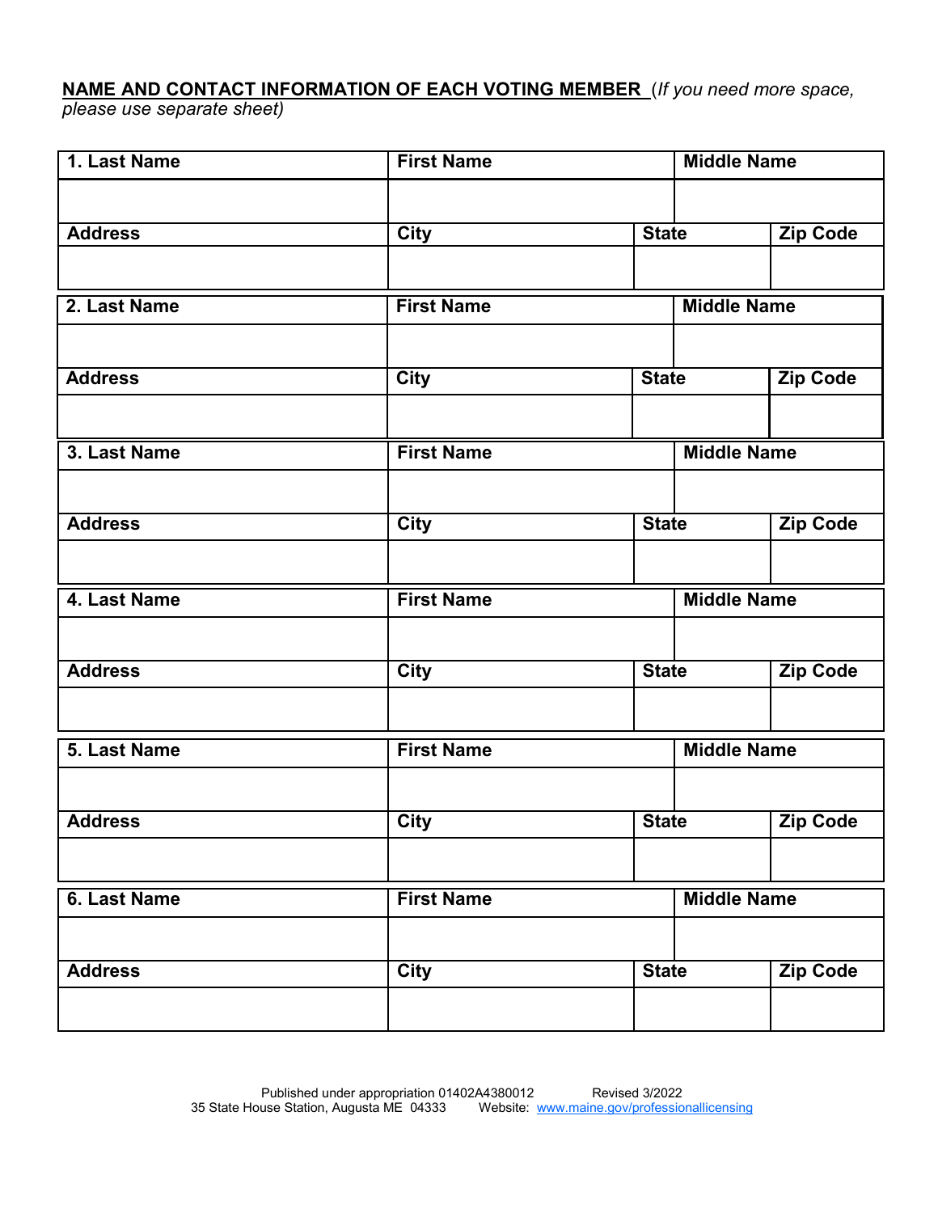**NAME AND CONTACT INFORMATION OF EACH VOTING MEMBER** (*If you need more space, please use separate sheet)*

| 1. Last Name | First Name | | Middle Name |
|---|---|---|---|
| | | | |
| **Address** | **City** | **State** | **Zip Code** |
| | | | |

| 2. Last Name | First Name | | Middle Name |
|---|---|---|---|
| | | | |
| **Address** | **City** | **State** | **Zip Code** |
| | | | |

| 3. Last Name | First Name | | Middle Name |
|---|---|---|---|
| | | | |
| **Address** | **City** | **State** | **Zip Code** |
| | | | |

| 4. Last Name | First Name | | Middle Name |
|---|---|---|---|
| | | | |
| **Address** | **City** | **State** | **Zip Code** |
| | | | |

| 5. Last Name | First Name | | Middle Name |
|---|---|---|---|
| | | | |
| **Address** | **City** | **State** | **Zip Code** |
| | | | |

| 6. Last Name | First Name | | Middle Name |
|---|---|---|---|
| | | | |
| **Address** | **City** | **State** | **Zip Code** |
| | | | |

Published under appropriation 01402A4380012 Revised 3/2022
35 State House Station, Augusta ME 04333 Website: www.maine.gov/professionallicensing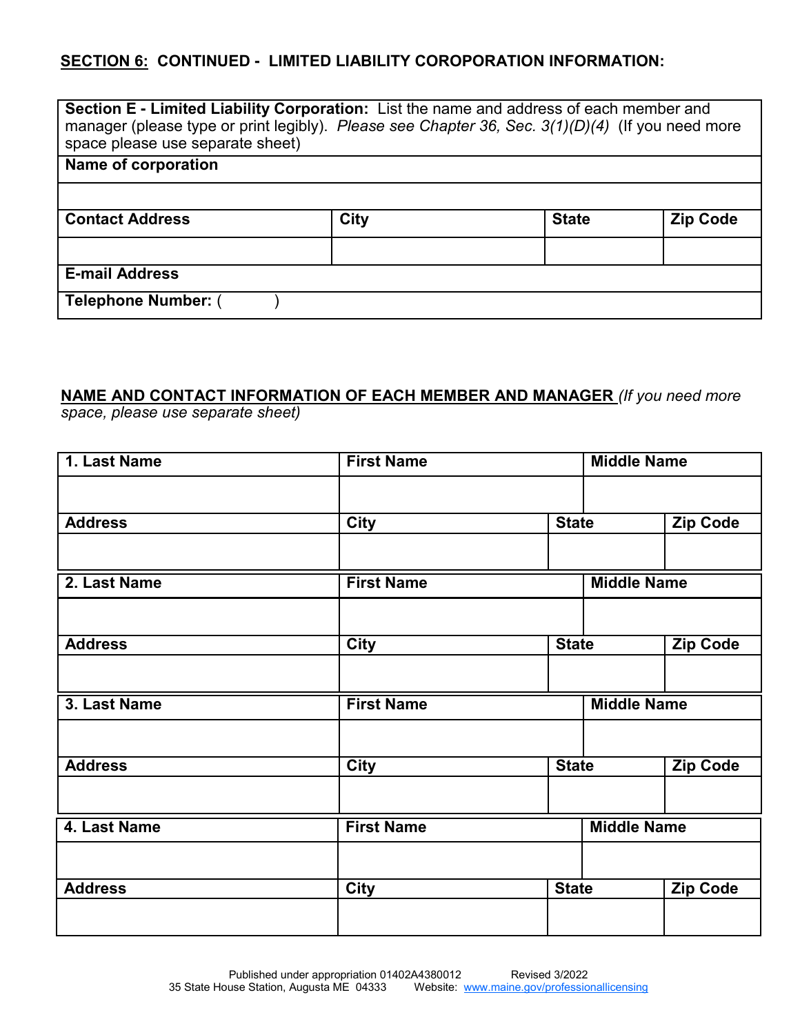## SECTION 6: CONTINUED - LIMITED LIABILITY COROPORATION INFORMATION:

**Section E - Limited Liability Corporation:** List the name and address of each member and manager (please type or print legibly). *Please see Chapter 36, Sec. 3(1)(D)(4)* (If you need more space please use separate sheet)

| **Name of corporation** | | | |
|---|---|---|---|
| | | | |
| **Contact Address** | **City** | **State** | **Zip Code** |
| | | | |
| **E-mail Address** | | | |
| **Telephone Number:** ( ) | | | |

**NAME AND CONTACT INFORMATION OF EACH MEMBER AND MANAGER** *(If you need more space, please use separate sheet)*

| **1. Last Name** | **First Name** | **Middle Name** | |
|---|---|---|---|
| | | | |
| **Address** | **City** | **State** | **Zip Code** |
| | | | |

| **2. Last Name** | **First Name** | **Middle Name** | |
|---|---|---|---|
| | | | |
| **Address** | **City** | **State** | **Zip Code** |
| | | | |

| **3. Last Name** | **First Name** | **Middle Name** | |
|---|---|---|---|
| | | | |
| **Address** | **City** | **State** | **Zip Code** |
| | | | |

| **4. Last Name** | **First Name** | **Middle Name** | |
|---|---|---|---|
| | | | |
| **Address** | **City** | **State** | **Zip Code** |
| | | | |

Published under appropriation 01402A4380012 Revised 3/2022
35 State House Station, Augusta ME 04333 Website: www.maine.gov/professionallicensing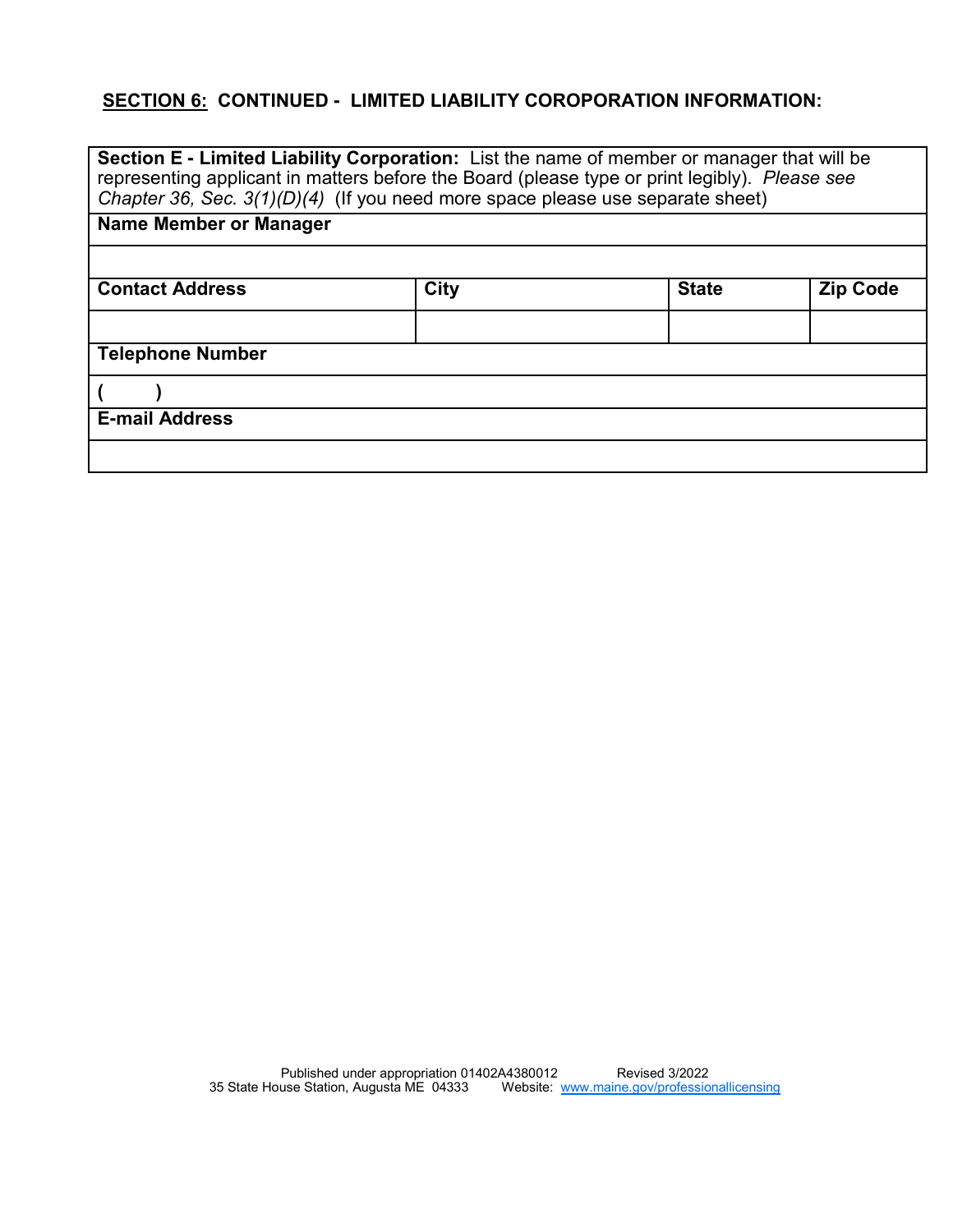**<u>SECTION 6:</u> CONTINUED - LIMITED LIABILITY COROPORATION INFORMATION:**

| **Section E - Limited Liability Corporation:** List the name of member or manager that will be representing applicant in matters before the Board (please type or print legibly). *Please see Chapter 36, Sec. 3(1)(D)(4)* (If you need more space please use separate sheet) | | | |
|---|---|---|---|
| **Name Member or Manager** | | | |
| | | | |
| **Contact Address** | **City** | **State** | **Zip Code** |
| | | | |
| **Telephone Number** | | | |
| **( )** | | | |
| **E-mail Address** | | | |
| | | | |

Published under appropriation 01402A4380012 Revised 3/2022
35 State House Station, Augusta ME 04333 Website: www.maine.gov/professionallicensing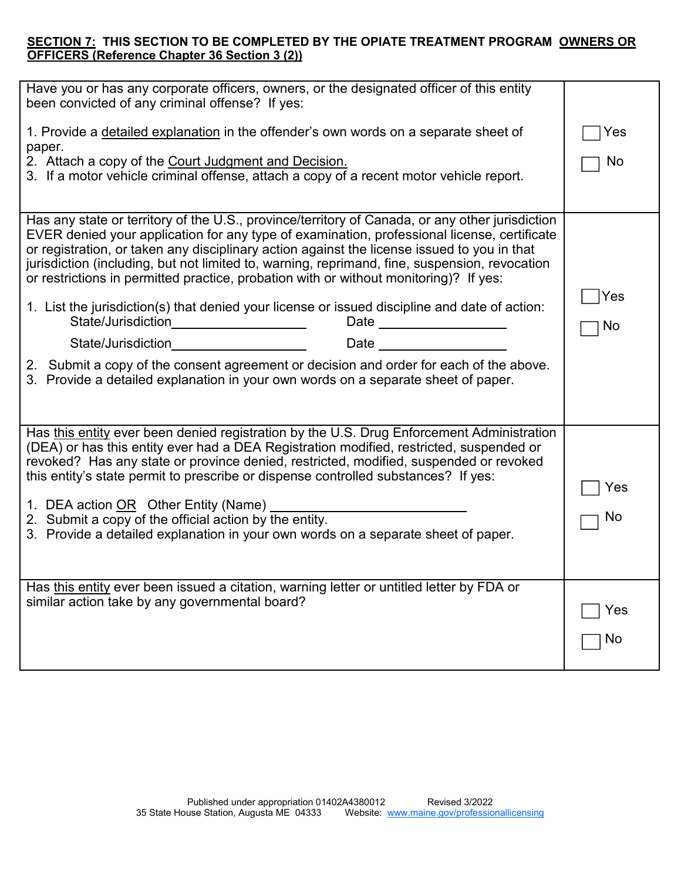**SECTION 7: THIS SECTION TO BE COMPLETED BY THE OPIATE TREATMENT PROGRAM OWNERS OR OFFICERS (Reference Chapter 36 Section 3 (2))**

| | |
|---|---|
| Have you or has any corporate officers, owners, or the designated officer of this entity been convicted of any criminal offense? If yes:<br><br>1. Provide a detailed explanation in the offender's own words on a separate sheet of paper.<br>2. Attach a copy of the Court Judgment and Decision.<br>3. If a motor vehicle criminal offense, attach a copy of a recent motor vehicle report. | ☐ Yes<br><br>☐ No |
| Has any state or territory of the U.S., province/territory of Canada, or any other jurisdiction EVER denied your application for any type of examination, professional license, certificate or registration, or taken any disciplinary action against the license issued to you in that jurisdiction (including, but not limited to, warning, reprimand, fine, suspension, revocation or restrictions in permitted practice, probation with or without monitoring)? If yes:<br><br>1. List the jurisdiction(s) that denied your license or issued discipline and date of action:<br>State/Jurisdiction\_\_\_\_\_\_\_\_\_\_\_\_\_\_\_\_\_\_ Date \_\_\_\_\_\_\_\_\_\_\_\_\_\_\_\_\_\_<br>State/Jurisdiction\_\_\_\_\_\_\_\_\_\_\_\_\_\_\_\_\_\_ Date \_\_\_\_\_\_\_\_\_\_\_\_\_\_\_\_\_\_<br><br>2. Submit a copy of the consent agreement or decision and order for each of the above.<br>3. Provide a detailed explanation in your own words on a separate sheet of paper. | ☐ Yes<br><br>☐ No |
| Has this entity ever been denied registration by the U.S. Drug Enforcement Administration (DEA) or has this entity ever had a DEA Registration modified, restricted, suspended or revoked? Has any state or province denied, restricted, modified, suspended or revoked this entity's state permit to prescribe or dispense controlled substances? If yes:<br><br>1. DEA action OR Other Entity (Name) \_\_\_\_\_\_\_\_\_\_\_\_\_\_\_\_\_\_\_\_\_\_\_\_\_<br>2. Submit a copy of the official action by the entity.<br>3. Provide a detailed explanation in your own words on a separate sheet of paper. | ☐ Yes<br><br>☐ No |
| Has this entity ever been issued a citation, warning letter or untitled letter by FDA or similar action take by any governmental board? | ☐ Yes<br><br>☐ No |

Published under appropriation 01402A4380012 Revised 3/2022
35 State House Station, Augusta ME 04333 Website: www.maine.gov/professionallicensing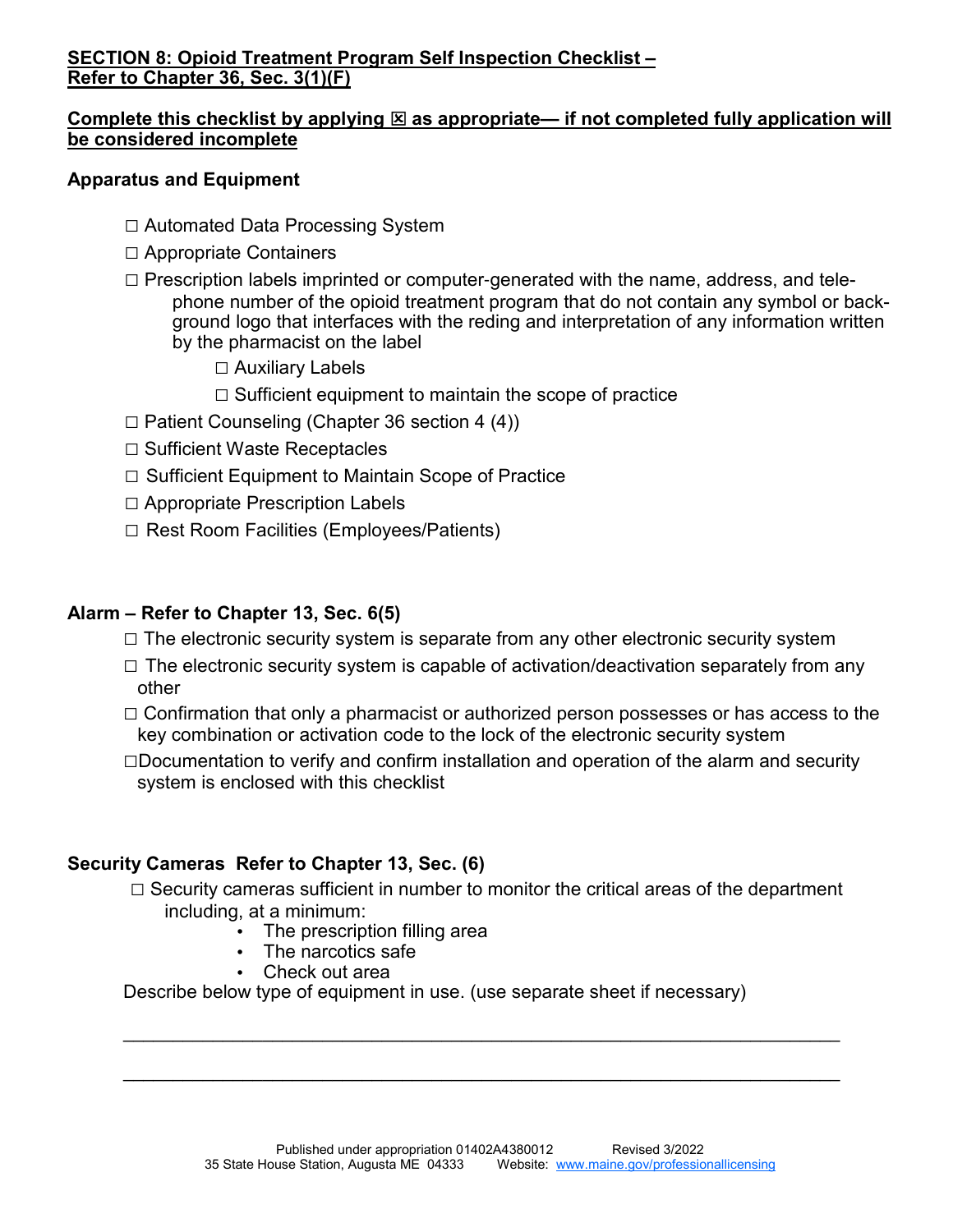**SECTION 8: Opioid Treatment Program Self Inspection Checklist – Refer to Chapter 36, Sec. 3(1)(F)**

**Complete this checklist by applying ☒ as appropriate— if not completed fully application will be considered incomplete**

**Apparatus and Equipment**

- ☐ Automated Data Processing System
- ☐ Appropriate Containers
- ☐ Prescription labels imprinted or computer-generated with the name, address, and telephone number of the opioid treatment program that do not contain any symbol or background logo that interfaces with the reding and interpretation of any information written by the pharmacist on the label
  - ☐ Auxiliary Labels
  - ☐ Sufficient equipment to maintain the scope of practice
- ☐ Patient Counseling (Chapter 36 section 4 (4))
- ☐ Sufficient Waste Receptacles
- ☐ Sufficient Equipment to Maintain Scope of Practice
- ☐ Appropriate Prescription Labels
- ☐ Rest Room Facilities (Employees/Patients)

**Alarm – Refer to Chapter 13, Sec. 6(5)**

- ☐ The electronic security system is separate from any other electronic security system
- ☐ The electronic security system is capable of activation/deactivation separately from any other
- ☐ Confirmation that only a pharmacist or authorized person possesses or has access to the key combination or activation code to the lock of the electronic security system
- ☐Documentation to verify and confirm installation and operation of the alarm and security system is enclosed with this checklist

**Security Cameras Refer to Chapter 13, Sec. (6)**

- ☐ Security cameras sufficient in number to monitor the critical areas of the department including, at a minimum:
  - The prescription filling area
  - The narcotics safe
  - Check out area

Describe below type of equipment in use. (use separate sheet if necessary)

\_\_\_\_\_\_\_\_\_\_\_\_\_\_\_\_\_\_\_\_\_\_\_\_\_\_\_\_\_\_\_\_\_\_\_\_\_\_\_\_\_\_\_\_\_\_\_\_\_\_\_\_\_\_\_\_\_\_\_\_\_\_\_\_

\_\_\_\_\_\_\_\_\_\_\_\_\_\_\_\_\_\_\_\_\_\_\_\_\_\_\_\_\_\_\_\_\_\_\_\_\_\_\_\_\_\_\_\_\_\_\_\_\_\_\_\_\_\_\_\_\_\_\_\_\_\_\_\_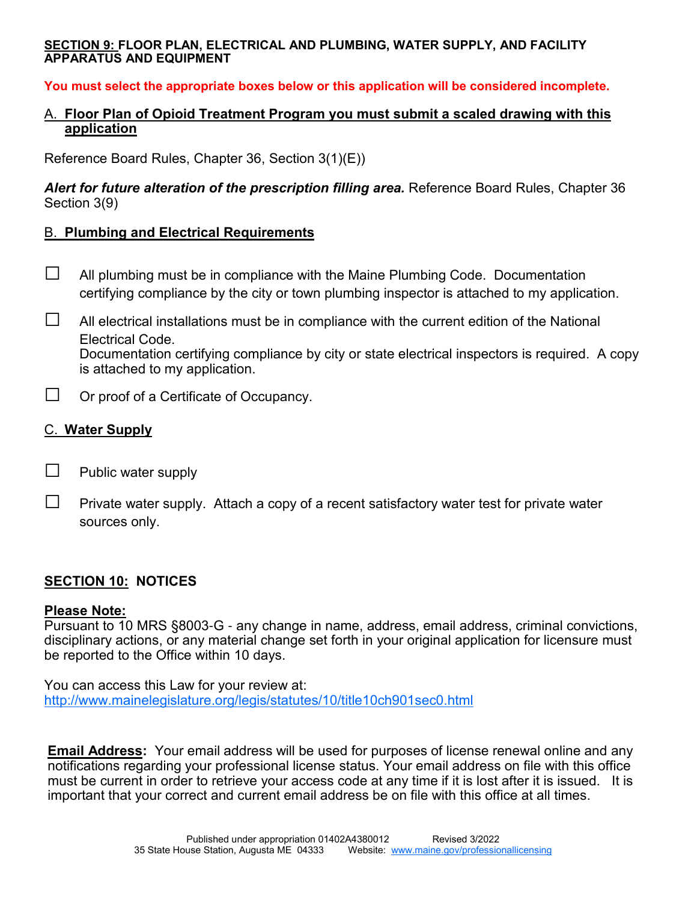**SECTION 9: FLOOR PLAN, ELECTRICAL AND PLUMBING, WATER SUPPLY, AND FACILITY APPARATUS AND EQUIPMENT**

**You must select the appropriate boxes below or this application will be considered incomplete.**

A. **Floor Plan of Opioid Treatment Program you must submit a scaled drawing with this application**

Reference Board Rules, Chapter 36, Section 3(1)(E))

***Alert for future alteration of the prescription filling area.*** Reference Board Rules, Chapter 36 Section 3(9)

B. **Plumbing and Electrical Requirements**

☐ All plumbing must be in compliance with the Maine Plumbing Code. Documentation certifying compliance by the city or town plumbing inspector is attached to my application.

☐ All electrical installations must be in compliance with the current edition of the National Electrical Code.
Documentation certifying compliance by city or state electrical inspectors is required. A copy is attached to my application.

☐ Or proof of a Certificate of Occupancy.

C. **Water Supply**

☐ Public water supply

☐ Private water supply. Attach a copy of a recent satisfactory water test for private water sources only.

**SECTION 10: NOTICES**

**Please Note:**
Pursuant to 10 MRS §8003-G - any change in name, address, email address, criminal convictions, disciplinary actions, or any material change set forth in your original application for licensure must be reported to the Office within 10 days.

You can access this Law for your review at:
http://www.mainelegislature.org/legis/statutes/10/title10ch901sec0.html

**Email Address:** Your email address will be used for purposes of license renewal online and any notifications regarding your professional license status. Your email address on file with this office must be current in order to retrieve your access code at any time if it is lost after it is issued. It is important that your correct and current email address be on file with this office at all times.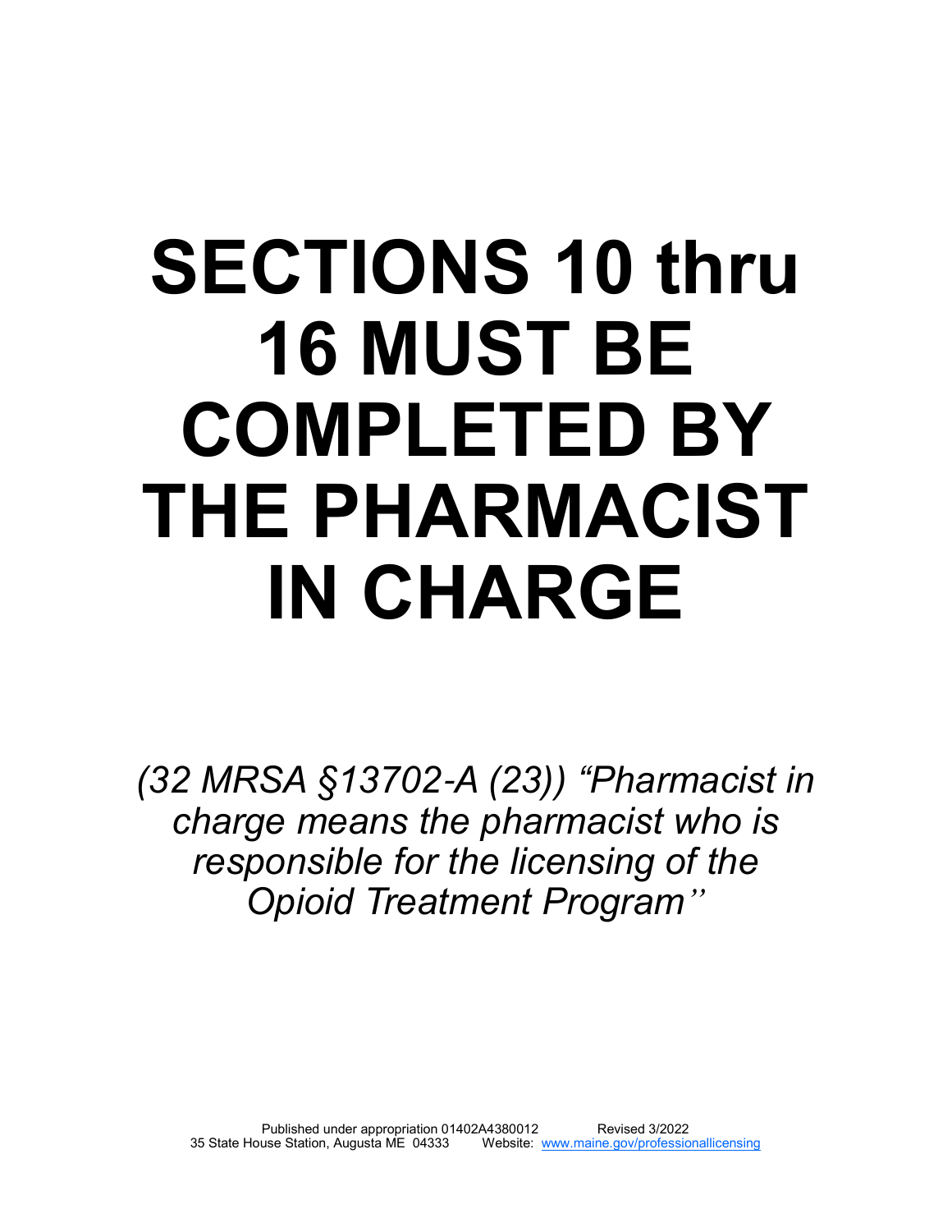# SECTIONS 10 thru 16 MUST BE COMPLETED BY THE PHARMACIST IN CHARGE

*(32 MRSA §13702-A (23)) "Pharmacist in charge means the pharmacist who is responsible for the licensing of the Opioid Treatment Program"*

Published under appropriation 01402A4380012 Revised 3/2022
35 State House Station, Augusta ME 04333 Website: www.maine.gov/professionallicensing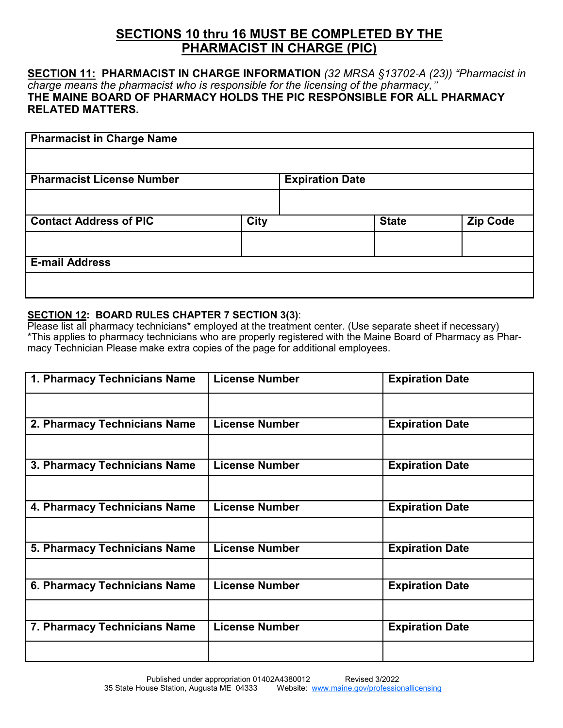## SECTIONS 10 thru 16 MUST BE COMPLETED BY THE PHARMACIST IN CHARGE (PIC)

**SECTION 11: PHARMACIST IN CHARGE INFORMATION** *(32 MRSA §13702-A (23)) "Pharmacist in charge means the pharmacist who is responsible for the licensing of the pharmacy,"*
**THE MAINE BOARD OF PHARMACY HOLDS THE PIC RESPONSIBLE FOR ALL PHARMACY RELATED MATTERS.**

| Pharmacist in Charge Name | | | |
|---|---|---|---|
| | | | |
| **Pharmacist License Number** | | **Expiration Date** | |
| | | | |
| **Contact Address of PIC** | **City** | **State** | **Zip Code** |
| | | | |
| **E-mail Address** | | | |
| | | | |

**SECTION 12: BOARD RULES CHAPTER 7 SECTION 3(3)**:
Please list all pharmacy technicians* employed at the treatment center. (Use separate sheet if necessary)
*This applies to pharmacy technicians who are properly registered with the Maine Board of Pharmacy as Pharmacy Technician Please make extra copies of the page for additional employees.

| 1. Pharmacy Technicians Name | License Number | Expiration Date |
|---|---|---|
| | | |
| **2. Pharmacy Technicians Name** | **License Number** | **Expiration Date** |
| | | |
| **3. Pharmacy Technicians Name** | **License Number** | **Expiration Date** |
| | | |
| **4. Pharmacy Technicians Name** | **License Number** | **Expiration Date** |
| | | |
| **5. Pharmacy Technicians Name** | **License Number** | **Expiration Date** |
| | | |
| **6. Pharmacy Technicians Name** | **License Number** | **Expiration Date** |
| | | |
| **7. Pharmacy Technicians Name** | **License Number** | **Expiration Date** |
| | | |

Published under appropriation 01402A4380012 Revised 3/2022
35 State House Station, Augusta ME 04333 Website: www.maine.gov/professionallicensing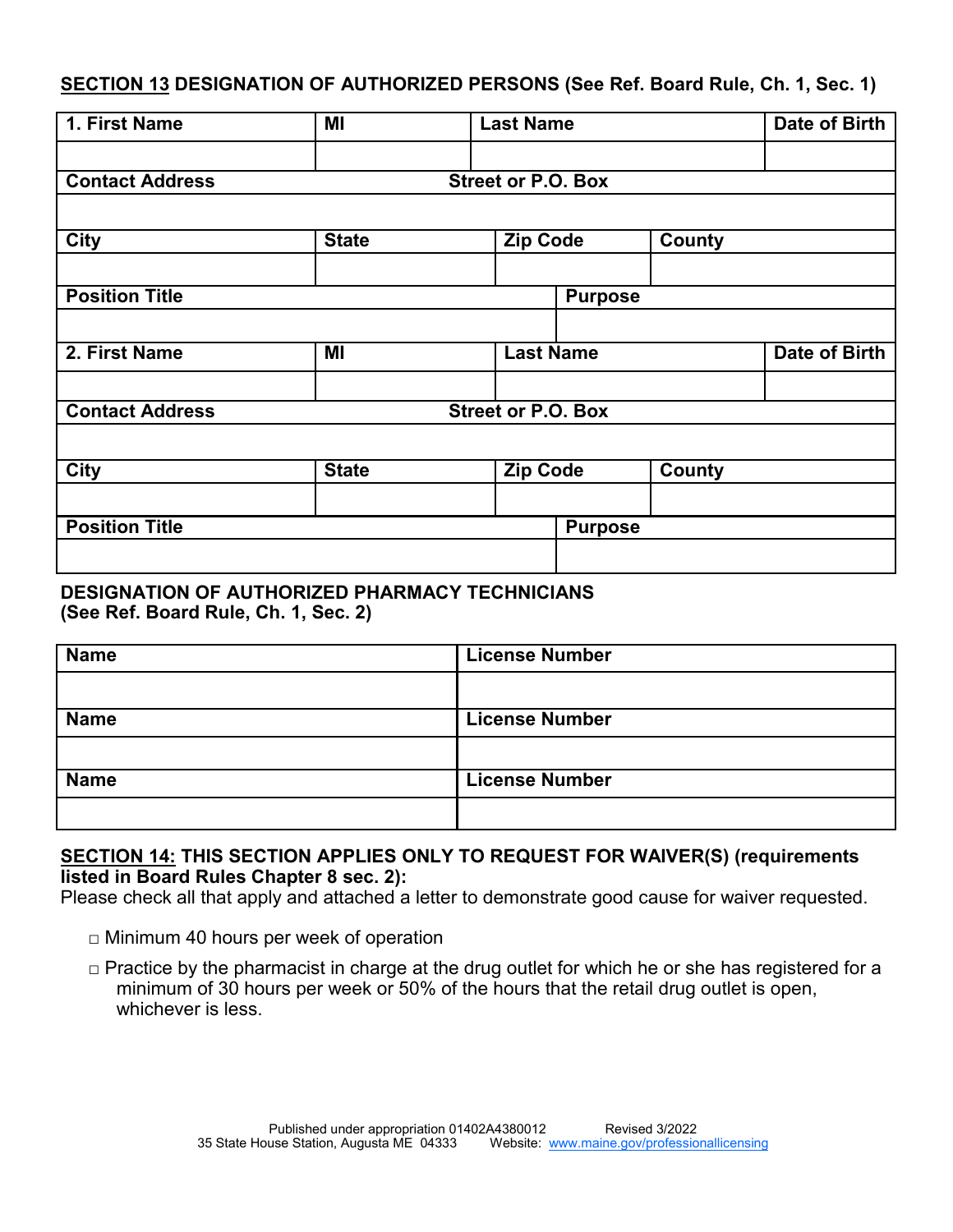## SECTION 13 DESIGNATION OF AUTHORIZED PERSONS (See Ref. Board Rule, Ch. 1, Sec. 1)

| 1. First Name | MI | Last Name | Date of Birth |
|---|---|---|---|
| | | | |

| Contact Address | Street or P.O. Box |
|---|---|
| | |

| City | State | Zip Code | County |
|---|---|---|---|
| | | | |

| Position Title | Purpose |
|---|---|
| | |

| 2. First Name | MI | Last Name | Date of Birth |
|---|---|---|---|
| | | | |

| Contact Address | Street or P.O. Box |
|---|---|
| | |

| City | State | Zip Code | County |
|---|---|---|---|
| | | | |

| Position Title | Purpose |
|---|---|
| | |

### DESIGNATION OF AUTHORIZED PHARMACY TECHNICIANS (See Ref. Board Rule, Ch. 1, Sec. 2)

| Name | License Number |
|---|---|
| | |
| **Name** | **License Number** |
| | |
| **Name** | **License Number** |
| | |

## SECTION 14: THIS SECTION APPLIES ONLY TO REQUEST FOR WAIVER(S) (requirements listed in Board Rules Chapter 8 sec. 2):

Please check all that apply and attached a letter to demonstrate good cause for waiver requested.

- □ Minimum 40 hours per week of operation
- □ Practice by the pharmacist in charge at the drug outlet for which he or she has registered for a minimum of 30 hours per week or 50% of the hours that the retail drug outlet is open, whichever is less.

Published under appropriation 01402A4380012 Revised 3/2022
35 State House Station, Augusta ME 04333 Website: www.maine.gov/professionallicensing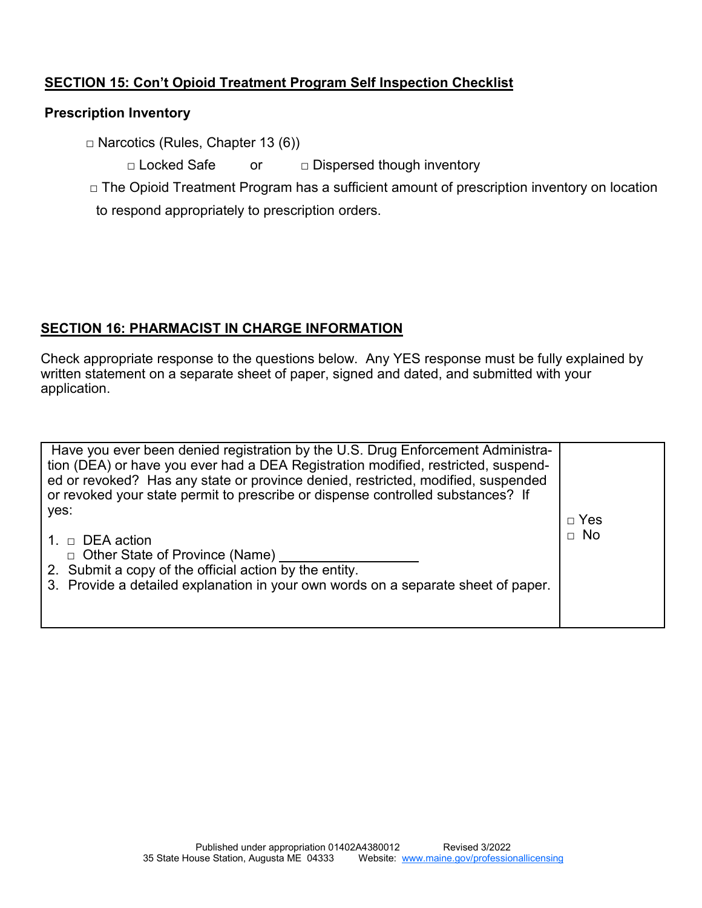## SECTION 15: Con’t Opioid Treatment Program Self Inspection Checklist

**Prescription Inventory**

□ Narcotics (Rules, Chapter 13 (6))

□ Locked Safe  or  □ Dispersed though inventory

□ The Opioid Treatment Program has a sufficient amount of prescription inventory on location to respond appropriately to prescription orders.

## SECTION 16: PHARMACIST IN CHARGE INFORMATION

Check appropriate response to the questions below. Any YES response must be fully explained by written statement on a separate sheet of paper, signed and dated, and submitted with your application.

| | |
|---|---|
| Have you ever been denied registration by the U.S. Drug Enforcement Administration (DEA) or have you ever had a DEA Registration modified, restricted, suspended or revoked? Has any state or province denied, restricted, modified, suspended or revoked your state permit to prescribe or dispense controlled substances? If yes:<br><br>1. □ DEA action<br>□ Other State of Province (Name) ___________________<br>2. Submit a copy of the official action by the entity.<br>3. Provide a detailed explanation in your own words on a separate sheet of paper. | □ Yes<br>□ No |

Published under appropriation 01402A4380012  Revised 3/2022
35 State House Station, Augusta ME 04333  Website: www.maine.gov/professionallicensing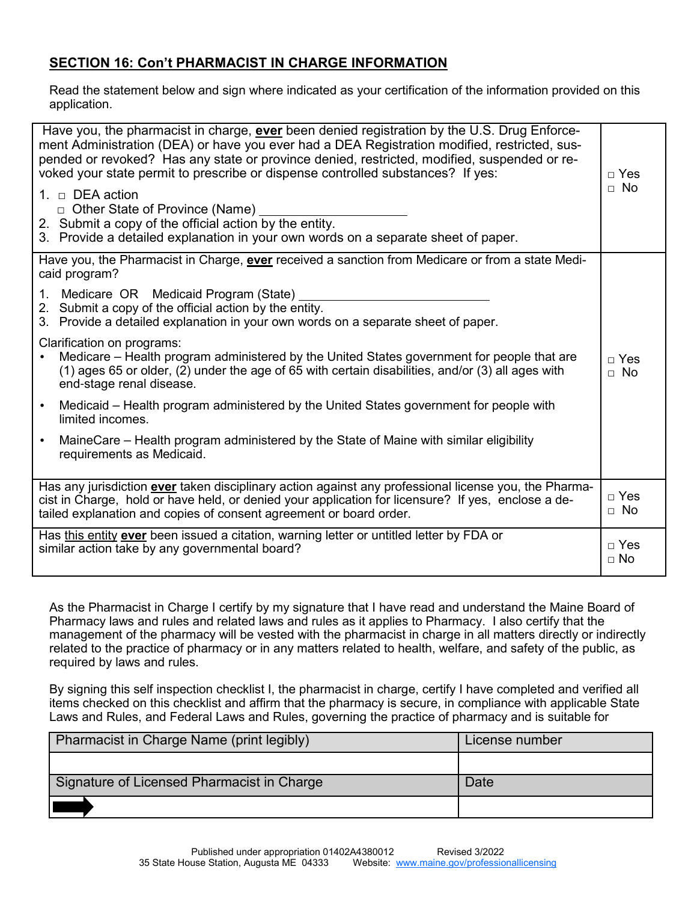## SECTION 16: Con't PHARMACIST IN CHARGE INFORMATION

Read the statement below and sign where indicated as your certification of the information provided on this application.

| | |
|---|---|
| Have you, the pharmacist in charge, **ever** been denied registration by the U.S. Drug Enforcement Administration (DEA) or have you ever had a DEA Registration modified, restricted, suspended or revoked? Has any state or province denied, restricted, modified, suspended or revoked your state permit to prescribe or dispense controlled substances? If yes:<br>1. □ DEA action<br>□ Other State of Province (Name) ____________________<br>2. Submit a copy of the official action by the entity.<br>3. Provide a detailed explanation in your own words on a separate sheet of paper. | □ Yes<br>□ No |
| Have you, the Pharmacist in Charge, **ever** received a sanction from Medicare or from a state Medicaid program?<br>1. Medicare OR Medicaid Program (State) ____________________<br>2. Submit a copy of the official action by the entity.<br>3. Provide a detailed explanation in your own words on a separate sheet of paper.<br>Clarification on programs:<br>• Medicare – Health program administered by the United States government for people that are (1) ages 65 or older, (2) under the age of 65 with certain disabilities, and/or (3) all ages with end-stage renal disease.<br>• Medicaid – Health program administered by the United States government for people with limited incomes.<br>• MaineCare – Health program administered by the State of Maine with similar eligibility requirements as Medicaid. | □ Yes<br>□ No |
| Has any jurisdiction **ever** taken disciplinary action against any professional license you, the Pharmacist in Charge, hold or have held, or denied your application for licensure? If yes, enclose a detailed explanation and copies of consent agreement or board order. | □ Yes<br>□ No |
| Has this entity **ever** been issued a citation, warning letter or untitled letter by FDA or similar action take by any governmental board? | □ Yes<br>□ No |

As the Pharmacist in Charge I certify by my signature that I have read and understand the Maine Board of Pharmacy laws and rules and related laws and rules as it applies to Pharmacy. I also certify that the management of the pharmacy will be vested with the pharmacist in charge in all matters directly or indirectly related to the practice of pharmacy or in any matters related to health, welfare, and safety of the public, as required by laws and rules.

By signing this self inspection checklist I, the pharmacist in charge, certify I have completed and verified all items checked on this checklist and affirm that the pharmacy is secure, in compliance with applicable State Laws and Rules, and Federal Laws and Rules, governing the practice of pharmacy and is suitable for

| Pharmacist in Charge Name (print legibly) | License number |
|---|---|
| | |
| **Signature of Licensed Pharmacist in Charge** | **Date** |
| | |

Published under appropriation 01402A4380012 Revised 3/2022
35 State House Station, Augusta ME 04333 Website: www.maine.gov/professionallicensing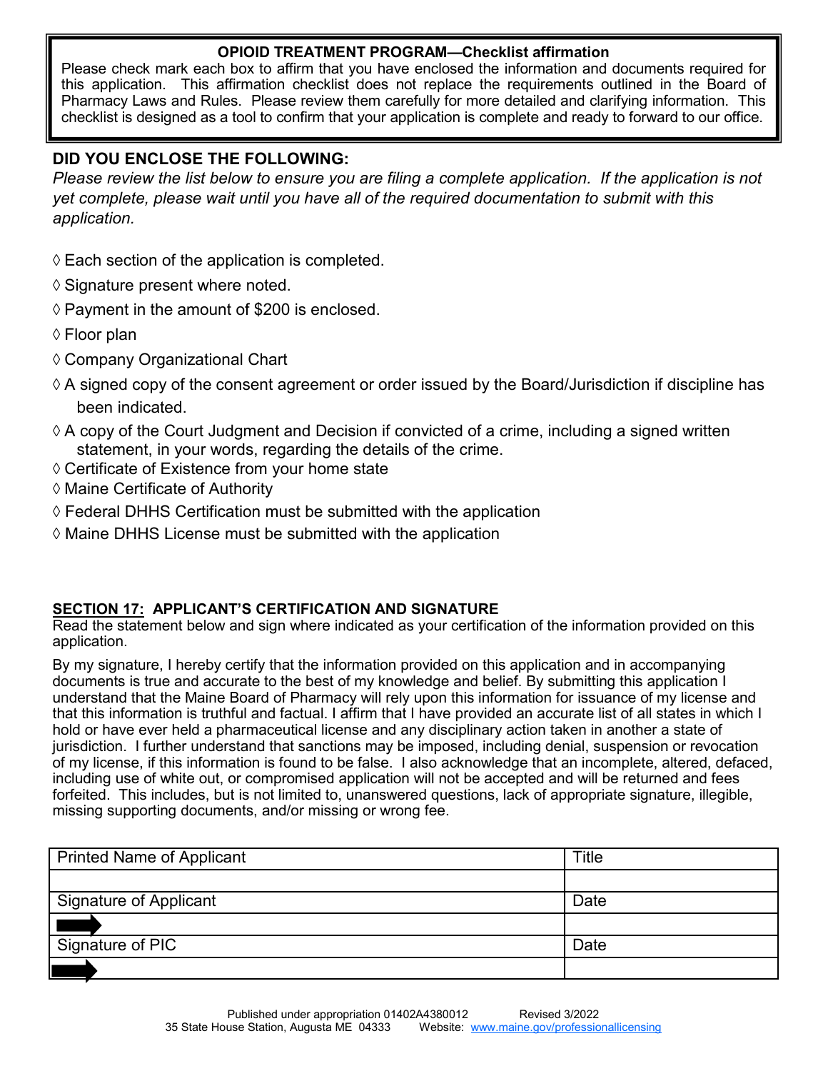**OPIOID TREATMENT PROGRAM—Checklist affirmation**

Please check mark each box to affirm that you have enclosed the information and documents required for this application. This affirmation checklist does not replace the requirements outlined in the Board of Pharmacy Laws and Rules. Please review them carefully for more detailed and clarifying information. This checklist is designed as a tool to confirm that your application is complete and ready to forward to our office.

## DID YOU ENCLOSE THE FOLLOWING:

*Please review the list below to ensure you are filing a complete application. If the application is not yet complete, please wait until you have all of the required documentation to submit with this application.*

◊ Each section of the application is completed.

◊ Signature present where noted.

◊ Payment in the amount of $200 is enclosed.

◊ Floor plan

◊ Company Organizational Chart

◊ A signed copy of the consent agreement or order issued by the Board/Jurisdiction if discipline has been indicated.

◊ A copy of the Court Judgment and Decision if convicted of a crime, including a signed written statement, in your words, regarding the details of the crime.

◊ Certificate of Existence from your home state

◊ Maine Certificate of Authority

◊ Federal DHHS Certification must be submitted with the application

◊ Maine DHHS License must be submitted with the application

**SECTION 17: APPLICANT'S CERTIFICATION AND SIGNATURE**

Read the statement below and sign where indicated as your certification of the information provided on this application.

By my signature, I hereby certify that the information provided on this application and in accompanying documents is true and accurate to the best of my knowledge and belief. By submitting this application I understand that the Maine Board of Pharmacy will rely upon this information for issuance of my license and that this information is truthful and factual. I affirm that I have provided an accurate list of all states in which I hold or have ever held a pharmaceutical license and any disciplinary action taken in another a state of jurisdiction. I further understand that sanctions may be imposed, including denial, suspension or revocation of my license, if this information is found to be false. I also acknowledge that an incomplete, altered, defaced, including use of white out, or compromised application will not be accepted and will be returned and fees forfeited. This includes, but is not limited to, unanswered questions, lack of appropriate signature, illegible, missing supporting documents, and/or missing or wrong fee.

| | |
|---|---|
| Printed Name of Applicant | Title |
| | |
| Signature of Applicant | Date |
| ➡ | |
| Signature of PIC | Date |
| ➡ | |

Published under appropriation 01402A4380012 Revised 3/2022
35 State House Station, Augusta ME 04333 Website: www.maine.gov/professionallicensing